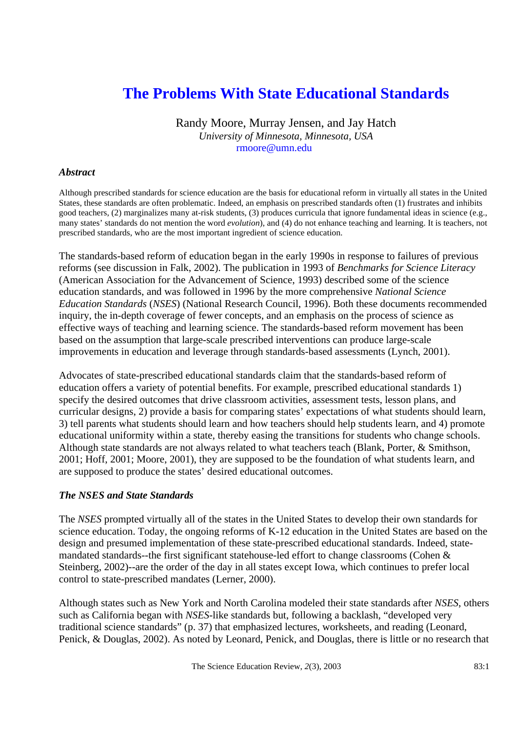# The Problems With State Educational Standards

Randy Moore, Murray Jensen, and Jay Hatch
*University of Minnesota, Minnesota, USA*
rmoore@umn.edu

### *Abstract*

Although prescribed standards for science education are the basis for educational reform in virtually all states in the United States, these standards are often problematic. Indeed, an emphasis on prescribed standards often (1) frustrates and inhibits good teachers, (2) marginalizes many at-risk students, (3) produces curricula that ignore fundamental ideas in science (e.g., many states' standards do not mention the word *evolution*), and (4) do not enhance teaching and learning. It is teachers, not prescribed standards, who are the most important ingredient of science education.

The standards-based reform of education began in the early 1990s in response to failures of previous reforms (see discussion in Falk, 2002). The publication in 1993 of *Benchmarks for Science Literacy* (American Association for the Advancement of Science, 1993) described some of the science education standards, and was followed in 1996 by the more comprehensive *National Science Education Standards* (*NSES*) (National Research Council, 1996). Both these documents recommended inquiry, the in-depth coverage of fewer concepts, and an emphasis on the process of science as effective ways of teaching and learning science. The standards-based reform movement has been based on the assumption that large-scale prescribed interventions can produce large-scale improvements in education and leverage through standards-based assessments (Lynch, 2001).

Advocates of state-prescribed educational standards claim that the standards-based reform of education offers a variety of potential benefits. For example, prescribed educational standards 1) specify the desired outcomes that drive classroom activities, assessment tests, lesson plans, and curricular designs, 2) provide a basis for comparing states' expectations of what students should learn, 3) tell parents what students should learn and how teachers should help students learn, and 4) promote educational uniformity within a state, thereby easing the transitions for students who change schools. Although state standards are not always related to what teachers teach (Blank, Porter, & Smithson, 2001; Hoff, 2001; Moore, 2001), they are supposed to be the foundation of what students learn, and are supposed to produce the states' desired educational outcomes.

### *The NSES and State Standards*

The *NSES* prompted virtually all of the states in the United States to develop their own standards for science education. Today, the ongoing reforms of K-12 education in the United States are based on the design and presumed implementation of these state-prescribed educational standards. Indeed, state-mandated standards--the first significant statehouse-led effort to change classrooms (Cohen & Steinberg, 2002)--are the order of the day in all states except Iowa, which continues to prefer local control to state-prescribed mandates (Lerner, 2000).

Although states such as New York and North Carolina modeled their state standards after *NSES*, others such as California began with *NSES*-like standards but, following a backlash, "developed very traditional science standards" (p. 37) that emphasized lectures, worksheets, and reading (Leonard, Penick, & Douglas, 2002). As noted by Leonard, Penick, and Douglas, there is little or no research that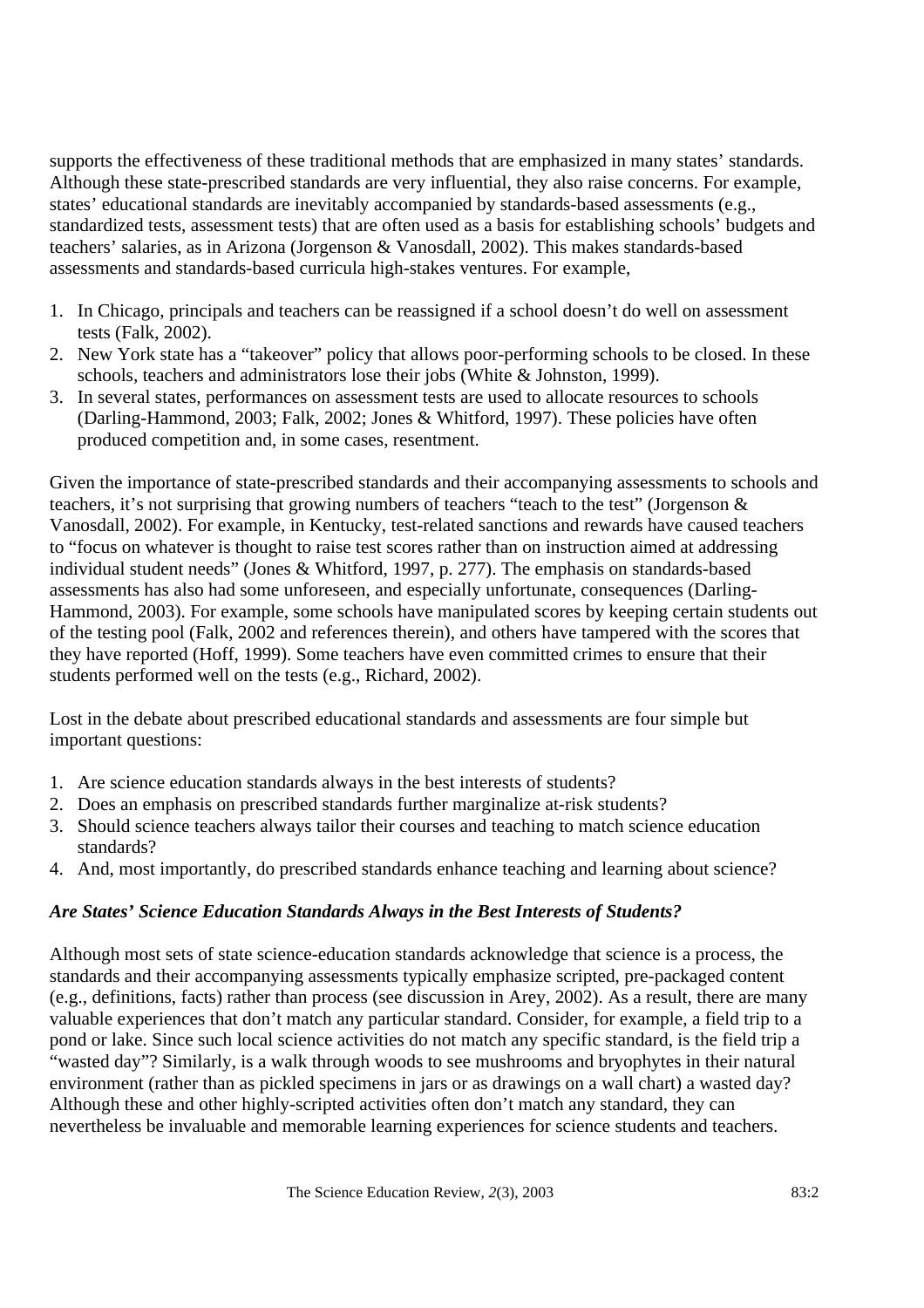supports the effectiveness of these traditional methods that are emphasized in many states' standards. Although these state-prescribed standards are very influential, they also raise concerns. For example, states' educational standards are inevitably accompanied by standards-based assessments (e.g., standardized tests, assessment tests) that are often used as a basis for establishing schools' budgets and teachers' salaries, as in Arizona (Jorgenson & Vanosdall, 2002). This makes standards-based assessments and standards-based curricula high-stakes ventures. For example,

1. In Chicago, principals and teachers can be reassigned if a school doesn't do well on assessment tests (Falk, 2002).
2. New York state has a "takeover" policy that allows poor-performing schools to be closed. In these schools, teachers and administrators lose their jobs (White & Johnston, 1999).
3. In several states, performances on assessment tests are used to allocate resources to schools (Darling-Hammond, 2003; Falk, 2002; Jones & Whitford, 1997). These policies have often produced competition and, in some cases, resentment.

Given the importance of state-prescribed standards and their accompanying assessments to schools and teachers, it's not surprising that growing numbers of teachers "teach to the test" (Jorgenson & Vanosdall, 2002). For example, in Kentucky, test-related sanctions and rewards have caused teachers to "focus on whatever is thought to raise test scores rather than on instruction aimed at addressing individual student needs" (Jones & Whitford, 1997, p. 277). The emphasis on standards-based assessments has also had some unforeseen, and especially unfortunate, consequences (Darling-Hammond, 2003). For example, some schools have manipulated scores by keeping certain students out of the testing pool (Falk, 2002 and references therein), and others have tampered with the scores that they have reported (Hoff, 1999). Some teachers have even committed crimes to ensure that their students performed well on the tests (e.g., Richard, 2002).

Lost in the debate about prescribed educational standards and assessments are four simple but important questions:

1. Are science education standards always in the best interests of students?
2. Does an emphasis on prescribed standards further marginalize at-risk students?
3. Should science teachers always tailor their courses and teaching to match science education standards?
4. And, most importantly, do prescribed standards enhance teaching and learning about science?

### *Are States' Science Education Standards Always in the Best Interests of Students?*

Although most sets of state science-education standards acknowledge that science is a process, the standards and their accompanying assessments typically emphasize scripted, pre-packaged content (e.g., definitions, facts) rather than process (see discussion in Arey, 2002). As a result, there are many valuable experiences that don't match any particular standard. Consider, for example, a field trip to a pond or lake. Since such local science activities do not match any specific standard, is the field trip a "wasted day"? Similarly, is a walk through woods to see mushrooms and bryophytes in their natural environment (rather than as pickled specimens in jars or as drawings on a wall chart) a wasted day? Although these and other highly-scripted activities often don't match any standard, they can nevertheless be invaluable and memorable learning experiences for science students and teachers.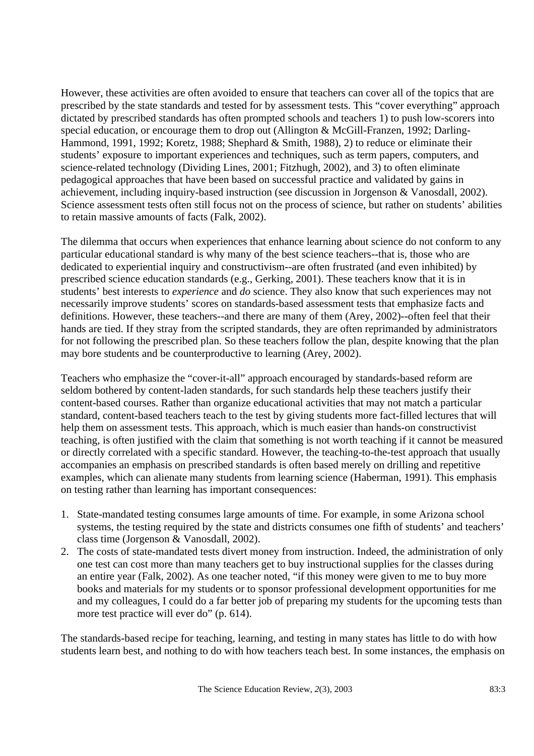However, these activities are often avoided to ensure that teachers can cover all of the topics that are prescribed by the state standards and tested for by assessment tests. This "cover everything" approach dictated by prescribed standards has often prompted schools and teachers 1) to push low-scorers into special education, or encourage them to drop out (Allington & McGill-Franzen, 1992; Darling-Hammond, 1991, 1992; Koretz, 1988; Shephard & Smith, 1988), 2) to reduce or eliminate their students' exposure to important experiences and techniques, such as term papers, computers, and science-related technology (Dividing Lines, 2001; Fitzhugh, 2002), and 3) to often eliminate pedagogical approaches that have been based on successful practice and validated by gains in achievement, including inquiry-based instruction (see discussion in Jorgenson & Vanosdall, 2002). Science assessment tests often still focus not on the process of science, but rather on students' abilities to retain massive amounts of facts (Falk, 2002).

The dilemma that occurs when experiences that enhance learning about science do not conform to any particular educational standard is why many of the best science teachers--that is, those who are dedicated to experiential inquiry and constructivism--are often frustrated (and even inhibited) by prescribed science education standards (e.g., Gerking, 2001). These teachers know that it is in students' best interests to *experience* and *do* science. They also know that such experiences may not necessarily improve students' scores on standards-based assessment tests that emphasize facts and definitions. However, these teachers--and there are many of them (Arey, 2002)--often feel that their hands are tied. If they stray from the scripted standards, they are often reprimanded by administrators for not following the prescribed plan. So these teachers follow the plan, despite knowing that the plan may bore students and be counterproductive to learning (Arey, 2002).

Teachers who emphasize the "cover-it-all" approach encouraged by standards-based reform are seldom bothered by content-laden standards, for such standards help these teachers justify their content-based courses. Rather than organize educational activities that may not match a particular standard, content-based teachers teach to the test by giving students more fact-filled lectures that will help them on assessment tests. This approach, which is much easier than hands-on constructivist teaching, is often justified with the claim that something is not worth teaching if it cannot be measured or directly correlated with a specific standard. However, the teaching-to-the-test approach that usually accompanies an emphasis on prescribed standards is often based merely on drilling and repetitive examples, which can alienate many students from learning science (Haberman, 1991). This emphasis on testing rather than learning has important consequences:

1. State-mandated testing consumes large amounts of time. For example, in some Arizona school systems, the testing required by the state and districts consumes one fifth of students' and teachers' class time (Jorgenson & Vanosdall, 2002).
2. The costs of state-mandated tests divert money from instruction. Indeed, the administration of only one test can cost more than many teachers get to buy instructional supplies for the classes during an entire year (Falk, 2002). As one teacher noted, "if this money were given to me to buy more books and materials for my students or to sponsor professional development opportunities for me and my colleagues, I could do a far better job of preparing my students for the upcoming tests than more test practice will ever do" (p. 614).

The standards-based recipe for teaching, learning, and testing in many states has little to do with how students learn best, and nothing to do with how teachers teach best. In some instances, the emphasis on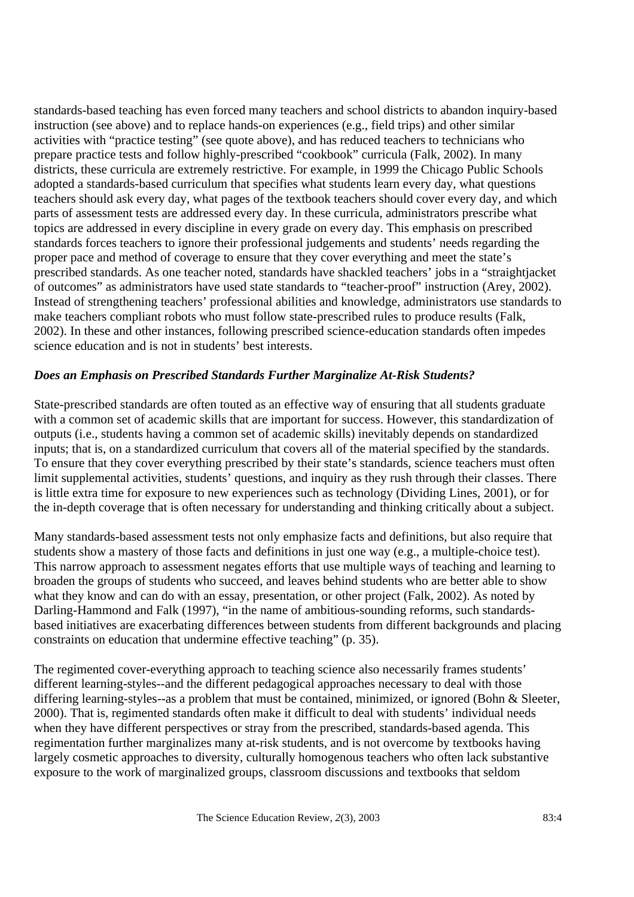standards-based teaching has even forced many teachers and school districts to abandon inquiry-based instruction (see above) and to replace hands-on experiences (e.g., field trips) and other similar activities with "practice testing" (see quote above), and has reduced teachers to technicians who prepare practice tests and follow highly-prescribed "cookbook" curricula (Falk, 2002). In many districts, these curricula are extremely restrictive. For example, in 1999 the Chicago Public Schools adopted a standards-based curriculum that specifies what students learn every day, what questions teachers should ask every day, what pages of the textbook teachers should cover every day, and which parts of assessment tests are addressed every day. In these curricula, administrators prescribe what topics are addressed in every discipline in every grade on every day. This emphasis on prescribed standards forces teachers to ignore their professional judgements and students' needs regarding the proper pace and method of coverage to ensure that they cover everything and meet the state's prescribed standards. As one teacher noted, standards have shackled teachers' jobs in a "straightjacket of outcomes" as administrators have used state standards to "teacher-proof" instruction (Arey, 2002). Instead of strengthening teachers' professional abilities and knowledge, administrators use standards to make teachers compliant robots who must follow state-prescribed rules to produce results (Falk, 2002). In these and other instances, following prescribed science-education standards often impedes science education and is not in students' best interests.

### *Does an Emphasis on Prescribed Standards Further Marginalize At-Risk Students?*

State-prescribed standards are often touted as an effective way of ensuring that all students graduate with a common set of academic skills that are important for success. However, this standardization of outputs (i.e., students having a common set of academic skills) inevitably depends on standardized inputs; that is, on a standardized curriculum that covers all of the material specified by the standards. To ensure that they cover everything prescribed by their state's standards, science teachers must often limit supplemental activities, students' questions, and inquiry as they rush through their classes. There is little extra time for exposure to new experiences such as technology (Dividing Lines, 2001), or for the in-depth coverage that is often necessary for understanding and thinking critically about a subject.

Many standards-based assessment tests not only emphasize facts and definitions, but also require that students show a mastery of those facts and definitions in just one way (e.g., a multiple-choice test). This narrow approach to assessment negates efforts that use multiple ways of teaching and learning to broaden the groups of students who succeed, and leaves behind students who are better able to show what they know and can do with an essay, presentation, or other project (Falk, 2002). As noted by Darling-Hammond and Falk (1997), "in the name of ambitious-sounding reforms, such standards-based initiatives are exacerbating differences between students from different backgrounds and placing constraints on education that undermine effective teaching" (p. 35).

The regimented cover-everything approach to teaching science also necessarily frames students' different learning-styles--and the different pedagogical approaches necessary to deal with those differing learning-styles--as a problem that must be contained, minimized, or ignored (Bohn & Sleeter, 2000). That is, regimented standards often make it difficult to deal with students' individual needs when they have different perspectives or stray from the prescribed, standards-based agenda. This regimentation further marginalizes many at-risk students, and is not overcome by textbooks having largely cosmetic approaches to diversity, culturally homogenous teachers who often lack substantive exposure to the work of marginalized groups, classroom discussions and textbooks that seldom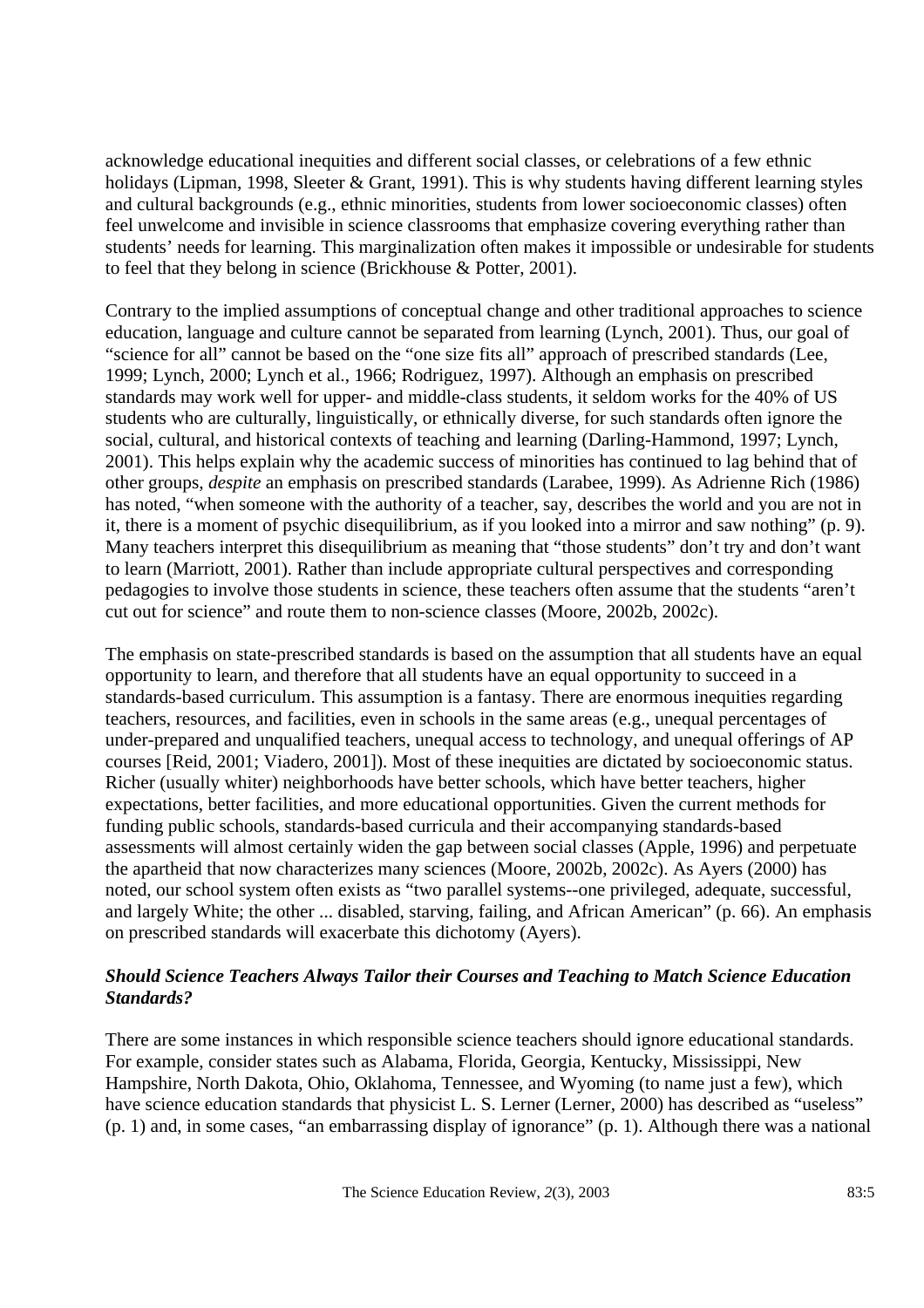acknowledge educational inequities and different social classes, or celebrations of a few ethnic holidays (Lipman, 1998, Sleeter & Grant, 1991). This is why students having different learning styles and cultural backgrounds (e.g., ethnic minorities, students from lower socioeconomic classes) often feel unwelcome and invisible in science classrooms that emphasize covering everything rather than students' needs for learning. This marginalization often makes it impossible or undesirable for students to feel that they belong in science (Brickhouse & Potter, 2001).

Contrary to the implied assumptions of conceptual change and other traditional approaches to science education, language and culture cannot be separated from learning (Lynch, 2001). Thus, our goal of "science for all" cannot be based on the "one size fits all" approach of prescribed standards (Lee, 1999; Lynch, 2000; Lynch et al., 1966; Rodriguez, 1997). Although an emphasis on prescribed standards may work well for upper- and middle-class students, it seldom works for the 40% of US students who are culturally, linguistically, or ethnically diverse, for such standards often ignore the social, cultural, and historical contexts of teaching and learning (Darling-Hammond, 1997; Lynch, 2001). This helps explain why the academic success of minorities has continued to lag behind that of other groups, *despite* an emphasis on prescribed standards (Larabee, 1999). As Adrienne Rich (1986) has noted, "when someone with the authority of a teacher, say, describes the world and you are not in it, there is a moment of psychic disequilibrium, as if you looked into a mirror and saw nothing" (p. 9). Many teachers interpret this disequilibrium as meaning that "those students" don't try and don't want to learn (Marriott, 2001). Rather than include appropriate cultural perspectives and corresponding pedagogies to involve those students in science, these teachers often assume that the students "aren't cut out for science" and route them to non-science classes (Moore, 2002b, 2002c).

The emphasis on state-prescribed standards is based on the assumption that all students have an equal opportunity to learn, and therefore that all students have an equal opportunity to succeed in a standards-based curriculum. This assumption is a fantasy. There are enormous inequities regarding teachers, resources, and facilities, even in schools in the same areas (e.g., unequal percentages of under-prepared and unqualified teachers, unequal access to technology, and unequal offerings of AP courses [Reid, 2001; Viadero, 2001]). Most of these inequities are dictated by socioeconomic status. Richer (usually whiter) neighborhoods have better schools, which have better teachers, higher expectations, better facilities, and more educational opportunities. Given the current methods for funding public schools, standards-based curricula and their accompanying standards-based assessments will almost certainly widen the gap between social classes (Apple, 1996) and perpetuate the apartheid that now characterizes many sciences (Moore, 2002b, 2002c). As Ayers (2000) has noted, our school system often exists as "two parallel systems--one privileged, adequate, successful, and largely White; the other ... disabled, starving, failing, and African American" (p. 66). An emphasis on prescribed standards will exacerbate this dichotomy (Ayers).

### *Should Science Teachers Always Tailor their Courses and Teaching to Match Science Education Standards?*

There are some instances in which responsible science teachers should ignore educational standards. For example, consider states such as Alabama, Florida, Georgia, Kentucky, Mississippi, New Hampshire, North Dakota, Ohio, Oklahoma, Tennessee, and Wyoming (to name just a few), which have science education standards that physicist L. S. Lerner (Lerner, 2000) has described as "useless" (p. 1) and, in some cases, "an embarrassing display of ignorance" (p. 1). Although there was a national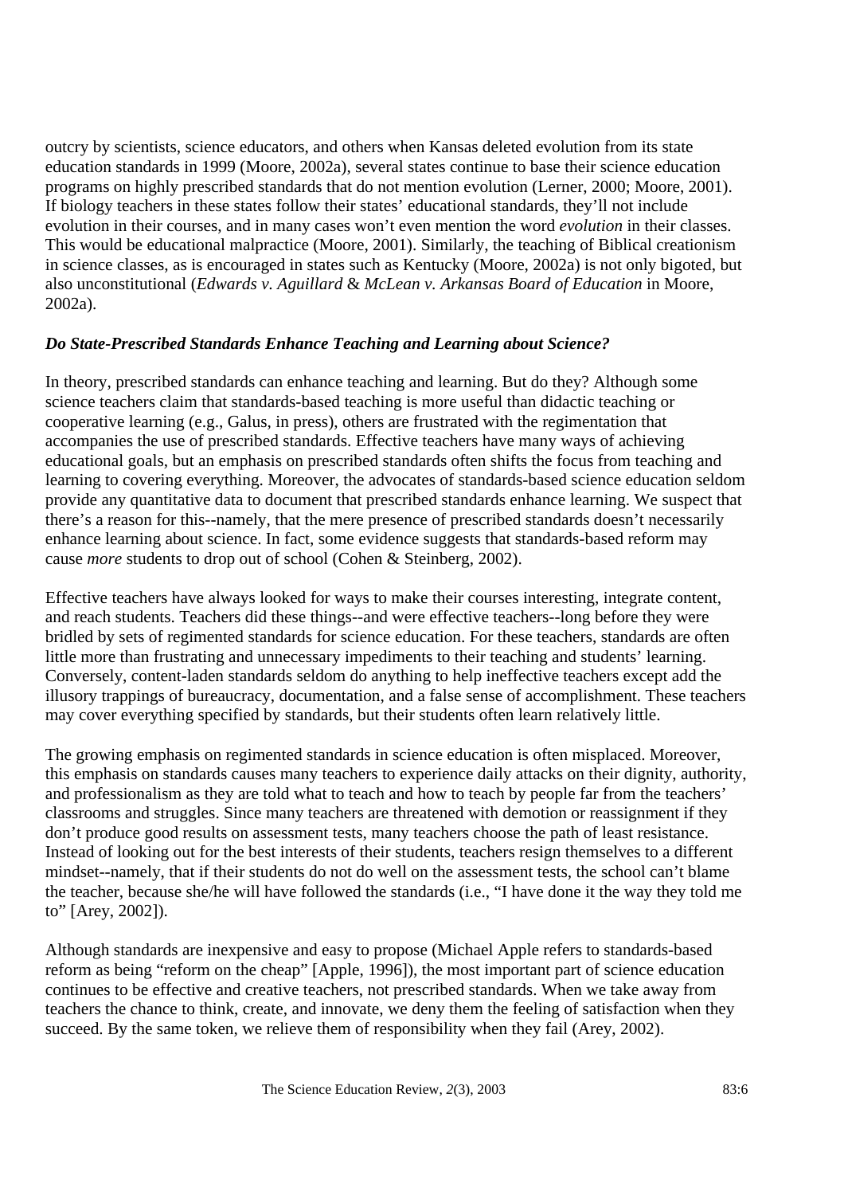outcry by scientists, science educators, and others when Kansas deleted evolution from its state education standards in 1999 (Moore, 2002a), several states continue to base their science education programs on highly prescribed standards that do not mention evolution (Lerner, 2000; Moore, 2001). If biology teachers in these states follow their states' educational standards, they'll not include evolution in their courses, and in many cases won't even mention the word *evolution* in their classes. This would be educational malpractice (Moore, 2001). Similarly, the teaching of Biblical creationism in science classes, as is encouraged in states such as Kentucky (Moore, 2002a) is not only bigoted, but also unconstitutional (*Edwards v. Aguillard* & *McLean v. Arkansas Board of Education* in Moore, 2002a).

### *Do State-Prescribed Standards Enhance Teaching and Learning about Science?*

In theory, prescribed standards can enhance teaching and learning. But do they? Although some science teachers claim that standards-based teaching is more useful than didactic teaching or cooperative learning (e.g., Galus, in press), others are frustrated with the regimentation that accompanies the use of prescribed standards. Effective teachers have many ways of achieving educational goals, but an emphasis on prescribed standards often shifts the focus from teaching and learning to covering everything. Moreover, the advocates of standards-based science education seldom provide any quantitative data to document that prescribed standards enhance learning. We suspect that there's a reason for this--namely, that the mere presence of prescribed standards doesn't necessarily enhance learning about science. In fact, some evidence suggests that standards-based reform may cause *more* students to drop out of school (Cohen & Steinberg, 2002).

Effective teachers have always looked for ways to make their courses interesting, integrate content, and reach students. Teachers did these things--and were effective teachers--long before they were bridled by sets of regimented standards for science education. For these teachers, standards are often little more than frustrating and unnecessary impediments to their teaching and students' learning. Conversely, content-laden standards seldom do anything to help ineffective teachers except add the illusory trappings of bureaucracy, documentation, and a false sense of accomplishment. These teachers may cover everything specified by standards, but their students often learn relatively little.

The growing emphasis on regimented standards in science education is often misplaced. Moreover, this emphasis on standards causes many teachers to experience daily attacks on their dignity, authority, and professionalism as they are told what to teach and how to teach by people far from the teachers' classrooms and struggles. Since many teachers are threatened with demotion or reassignment if they don't produce good results on assessment tests, many teachers choose the path of least resistance. Instead of looking out for the best interests of their students, teachers resign themselves to a different mindset--namely, that if their students do not do well on the assessment tests, the school can't blame the teacher, because she/he will have followed the standards (i.e., "I have done it the way they told me to" [Arey, 2002]).

Although standards are inexpensive and easy to propose (Michael Apple refers to standards-based reform as being "reform on the cheap" [Apple, 1996]), the most important part of science education continues to be effective and creative teachers, not prescribed standards. When we take away from teachers the chance to think, create, and innovate, we deny them the feeling of satisfaction when they succeed. By the same token, we relieve them of responsibility when they fail (Arey, 2002).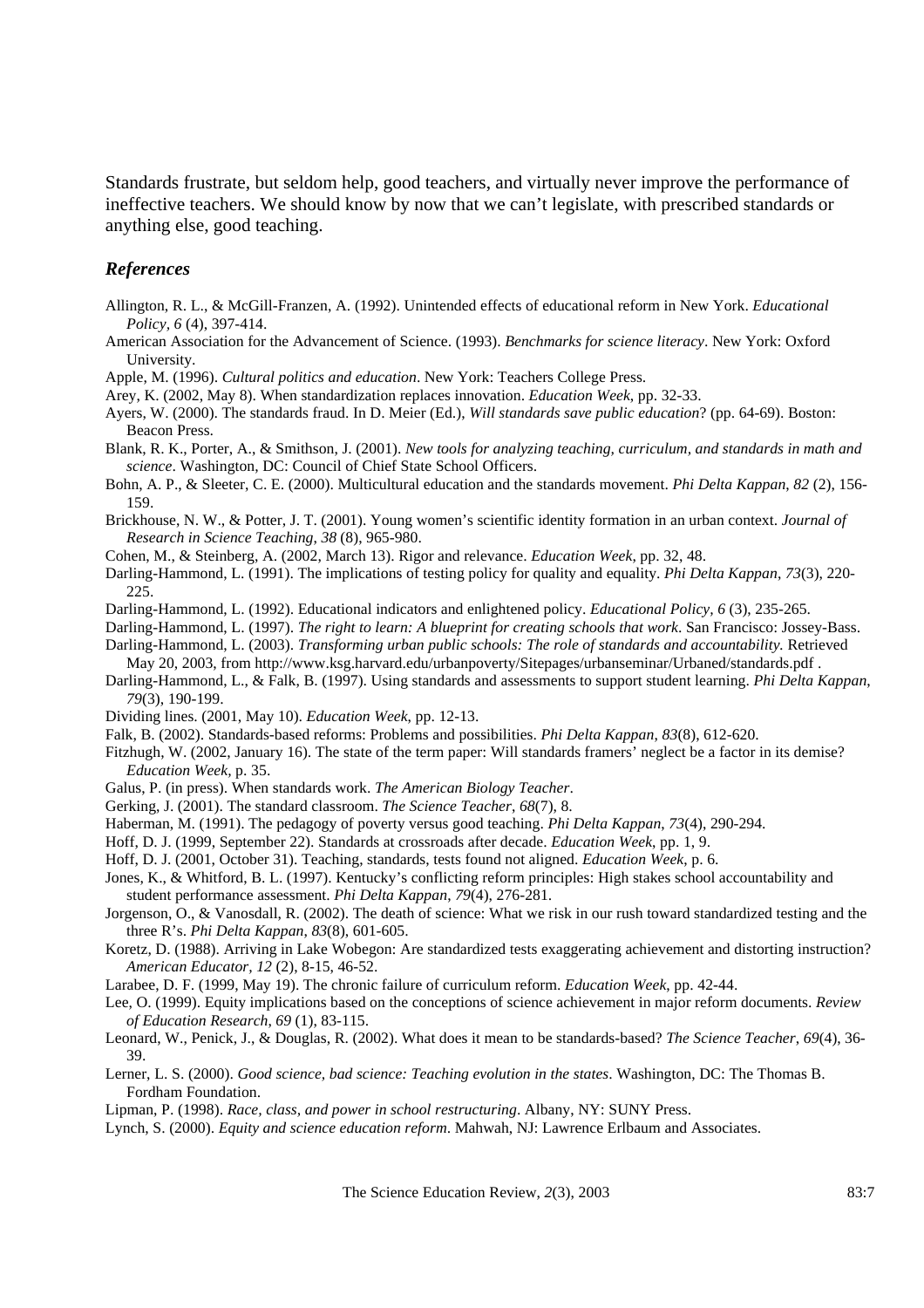Standards frustrate, but seldom help, good teachers, and virtually never improve the performance of ineffective teachers. We should know by now that we can't legislate, with prescribed standards or anything else, good teaching.

### *References*

Allington, R. L., & McGill-Franzen, A. (1992). Unintended effects of educational reform in New York. *Educational Policy, 6* (4), 397-414.

American Association for the Advancement of Science. (1993). *Benchmarks for science literacy*. New York: Oxford University.

Apple, M. (1996). *Cultural politics and education*. New York: Teachers College Press.

Arey, K. (2002, May 8). When standardization replaces innovation. *Education Week*, pp. 32-33.

Ayers, W. (2000). The standards fraud. In D. Meier (Ed.), *Will standards save public education*? (pp. 64-69). Boston: Beacon Press.

Blank, R. K., Porter, A., & Smithson, J. (2001). *New tools for analyzing teaching, curriculum, and standards in math and science*. Washington, DC: Council of Chief State School Officers.

Bohn, A. P., & Sleeter, C. E. (2000). Multicultural education and the standards movement. *Phi Delta Kappan, 82* (2), 156-159.

Brickhouse, N. W., & Potter, J. T. (2001). Young women's scientific identity formation in an urban context. *Journal of Research in Science Teaching, 38* (8), 965-980.

Cohen, M., & Steinberg, A. (2002, March 13). Rigor and relevance. *Education Week*, pp. 32, 48.

Darling-Hammond, L. (1991). The implications of testing policy for quality and equality. *Phi Delta Kappan, 73*(3), 220-225.

Darling-Hammond, L. (1992). Educational indicators and enlightened policy. *Educational Policy, 6* (3), 235-265.

Darling-Hammond, L. (1997). *The right to learn: A blueprint for creating schools that work*. San Francisco: Jossey-Bass.

Darling-Hammond, L. (2003). *Transforming urban public schools: The role of standards and accountability.* Retrieved May 20, 2003, from http://www.ksg.harvard.edu/urbanpoverty/Sitepages/urbanseminar/Urbaned/standards.pdf .

Darling-Hammond, L., & Falk, B. (1997). Using standards and assessments to support student learning. *Phi Delta Kappan, 79*(3), 190-199.

Dividing lines. (2001, May 10). *Education Week*, pp. 12-13.

Falk, B. (2002). Standards-based reforms: Problems and possibilities. *Phi Delta Kappan, 83*(8), 612-620.

Fitzhugh, W. (2002, January 16). The state of the term paper: Will standards framers' neglect be a factor in its demise? *Education Week*, p. 35.

Galus, P. (in press). When standards work. *The American Biology Teacher*.

Gerking, J. (2001). The standard classroom. *The Science Teacher, 68*(7), 8.

Haberman, M. (1991). The pedagogy of poverty versus good teaching. *Phi Delta Kappan, 73*(4), 290-294.

Hoff, D. J. (1999, September 22). Standards at crossroads after decade. *Education Week*, pp. 1, 9.

Hoff, D. J. (2001, October 31). Teaching, standards, tests found not aligned. *Education Week*, p. 6.

Jones, K., & Whitford, B. L. (1997). Kentucky's conflicting reform principles: High stakes school accountability and student performance assessment. *Phi Delta Kappan, 79*(4), 276-281.

Jorgenson, O., & Vanosdall, R. (2002). The death of science: What we risk in our rush toward standardized testing and the three R's. *Phi Delta Kappan, 83*(8), 601-605.

Koretz, D. (1988). Arriving in Lake Wobegon: Are standardized tests exaggerating achievement and distorting instruction? *American Educator, 12* (2), 8-15, 46-52.

Larabee, D. F. (1999, May 19). The chronic failure of curriculum reform. *Education Week*, pp. 42-44.

Lee, O. (1999). Equity implications based on the conceptions of science achievement in major reform documents. *Review of Education Research, 69* (1), 83-115.

Leonard, W., Penick, J., & Douglas, R. (2002). What does it mean to be standards-based? *The Science Teacher, 69*(4), 36-39.

Lerner, L. S. (2000). *Good science, bad science: Teaching evolution in the states*. Washington, DC: The Thomas B. Fordham Foundation.

Lipman, P. (1998). *Race, class, and power in school restructuring*. Albany, NY: SUNY Press.

Lynch, S. (2000). *Equity and science education reform*. Mahwah, NJ: Lawrence Erlbaum and Associates.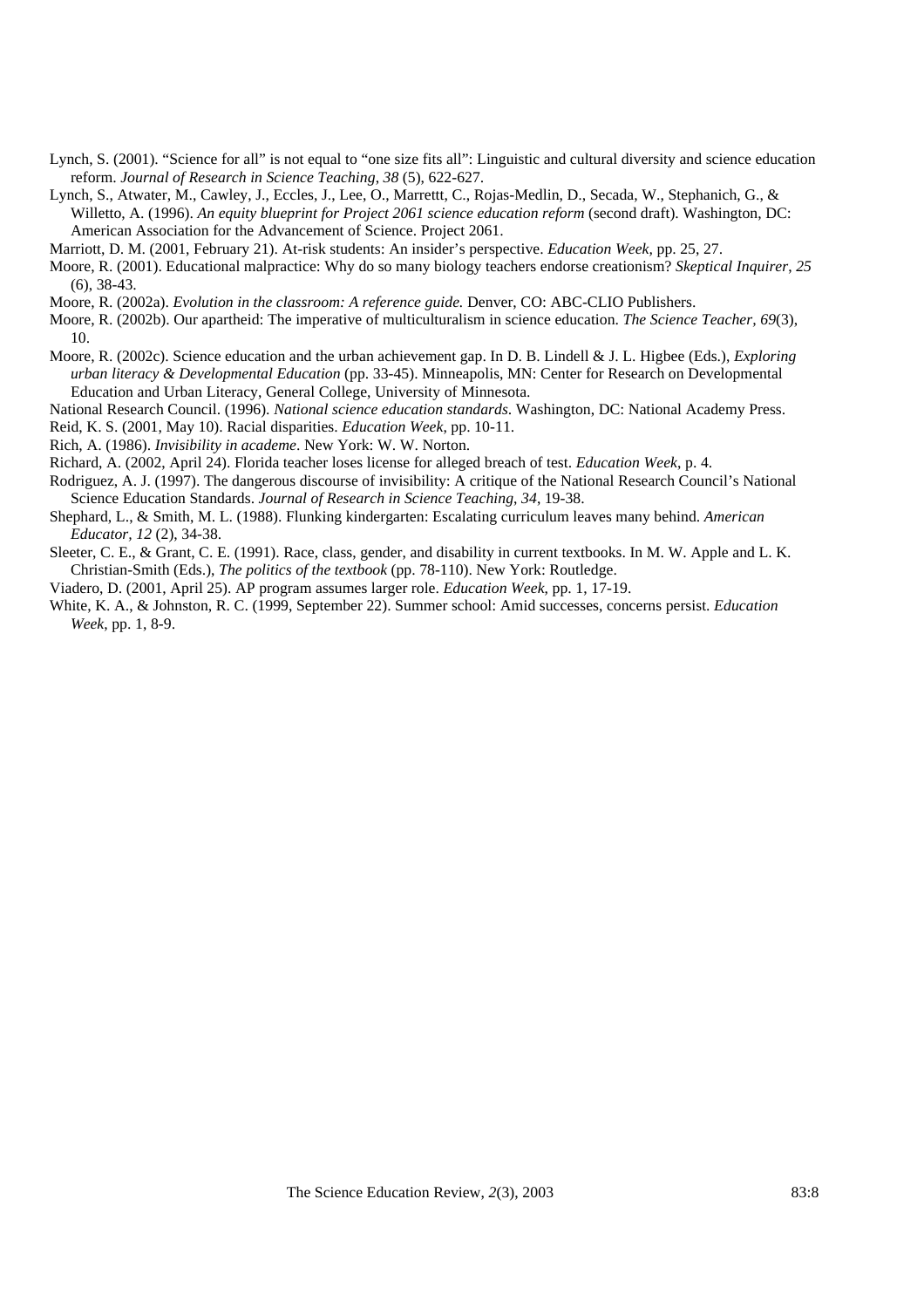Lynch, S. (2001). "Science for all" is not equal to "one size fits all": Linguistic and cultural diversity and science education reform. *Journal of Research in Science Teaching*, *38* (5), 622-627.

Lynch, S., Atwater, M., Cawley, J., Eccles, J., Lee, O., Marrettt, C., Rojas-Medlin, D., Secada, W., Stephanich, G., & Willetto, A. (1996). *An equity blueprint for Project 2061 science education reform* (second draft). Washington, DC: American Association for the Advancement of Science. Project 2061.

Marriott, D. M. (2001, February 21). At-risk students: An insider's perspective. *Education Week*, pp. 25, 27.

Moore, R. (2001). Educational malpractice: Why do so many biology teachers endorse creationism? *Skeptical Inquirer*, *25* (6), 38-43.

Moore, R. (2002a). *Evolution in the classroom: A reference guide.* Denver, CO: ABC-CLIO Publishers.

Moore, R. (2002b). Our apartheid: The imperative of multiculturalism in science education. *The Science Teacher*, *69*(3), 10.

Moore, R. (2002c). Science education and the urban achievement gap. In D. B. Lindell & J. L. Higbee (Eds.), *Exploring urban literacy & Developmental Education* (pp. 33-45). Minneapolis, MN: Center for Research on Developmental Education and Urban Literacy, General College, University of Minnesota.

National Research Council. (1996). *National science education standards*. Washington, DC: National Academy Press.

Reid, K. S. (2001, May 10). Racial disparities. *Education Week*, pp. 10-11.

Rich, A. (1986). *Invisibility in academe*. New York: W. W. Norton.

Richard, A. (2002, April 24). Florida teacher loses license for alleged breach of test. *Education Week*, p. 4.

Rodriguez, A. J. (1997). The dangerous discourse of invisibility: A critique of the National Research Council's National Science Education Standards. *Journal of Research in Science Teaching*, *34*, 19-38.

Shephard, L., & Smith, M. L. (1988). Flunking kindergarten: Escalating curriculum leaves many behind. *American Educator*, *12* (2), 34-38.

Sleeter, C. E., & Grant, C. E. (1991). Race, class, gender, and disability in current textbooks. In M. W. Apple and L. K. Christian-Smith (Eds.), *The politics of the textbook* (pp. 78-110). New York: Routledge.

Viadero, D. (2001, April 25). AP program assumes larger role. *Education Week*, pp. 1, 17-19.

White, K. A., & Johnston, R. C. (1999, September 22). Summer school: Amid successes, concerns persist. *Education Week*, pp. 1, 8-9.